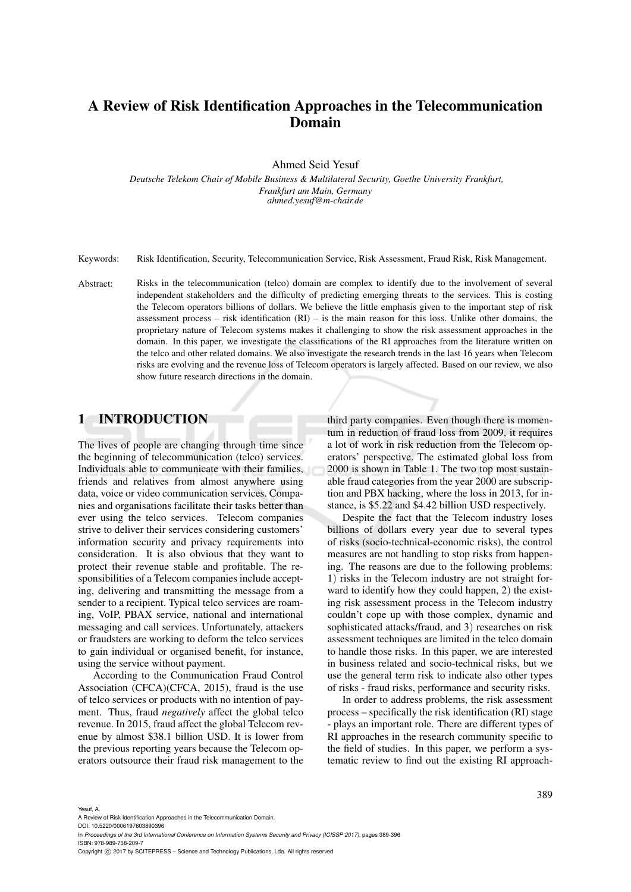# A Review of Risk Identification Approaches in the Telecommunication Domain

Ahmed Seid Yesuf

*Deutsche Telekom Chair of Mobile Business & Multilateral Security, Goethe University Frankfurt, Frankfurt am Main, Germany*
*ahmed.yesuf@m-chair.de*

Keywords: Risk Identification, Security, Telecommunication Service, Risk Assessment, Fraud Risk, Risk Management.

Abstract: Risks in the telecommunication (telco) domain are complex to identify due to the involvement of several independent stakeholders and the difficulty of predicting emerging threats to the services. This is costing the Telecom operators billions of dollars. We believe the little emphasis given to the important step of risk assessment process – risk identification (RI) – is the main reason for this loss. Unlike other domains, the proprietary nature of Telecom systems makes it challenging to show the risk assessment approaches in the domain. In this paper, we investigate the classifications of the RI approaches from the literature written on the telco and other related domains. We also investigate the research trends in the last 16 years when Telecom risks are evolving and the revenue loss of Telecom operators is largely affected. Based on our review, we also show future research directions in the domain.

## 1 INTRODUCTION

The lives of people are changing through time since the beginning of telecommunication (telco) services. Individuals able to communicate with their families, friends and relatives from almost anywhere using data, voice or video communication services. Companies and organisations facilitate their tasks better than ever using the telco services. Telecom companies strive to deliver their services considering customers' information security and privacy requirements into consideration. It is also obvious that they want to protect their revenue stable and profitable. The responsibilities of a Telecom companies include accepting, delivering and transmitting the message from a sender to a recipient. Typical telco services are roaming, VoIP, PBAX service, national and international messaging and call services. Unfortunately, attackers or fraudsters are working to deform the telco services to gain individual or organised benefit, for instance, using the service without payment.

According to the Communication Fraud Control Association (CFCA)(CFCA, 2015), fraud is the use of telco services or products with no intention of payment. Thus, fraud *negatively* affect the global telco revenue. In 2015, fraud affect the global Telecom revenue by almost \$38.1 billion USD. It is lower from the previous reporting years because the Telecom operators outsource their fraud risk management to the third party companies. Even though there is momentum in reduction of fraud loss from 2009, it requires a lot of work in risk reduction from the Telecom operators' perspective. The estimated global loss from 2000 is shown in Table 1. The two top most sustainable fraud categories from the year 2000 are subscription and PBX hacking, where the loss in 2013, for instance, is \$5.22 and \$4.42 billion USD respectively.

Despite the fact that the Telecom industry loses billions of dollars every year due to several types of risks (socio-technical-economic risks), the control measures are not handling to stop risks from happening. The reasons are due to the following problems: 1) risks in the Telecom industry are not straight forward to identify how they could happen, 2) the existing risk assessment process in the Telecom industry couldn't cope up with those complex, dynamic and sophisticated attacks/fraud, and 3) researches on risk assessment techniques are limited in the telco domain to handle those risks. In this paper, we are interested in business related and socio-technical risks, but we use the general term risk to indicate also other types of risks - fraud risks, performance and security risks.

In order to address problems, the risk assessment process – specifically the risk identification (RI) stage - plays an important role. There are different types of RI approaches in the research community specific to the field of studies. In this paper, we perform a systematic review to find out the existing RI approach-

Yesuf, A.
A Review of Risk Identification Approaches in the Telecommunication Domain.
DOI: 10.5220/0006197603890396
In *Proceedings of the 3rd International Conference on Information Systems Security and Privacy (ICISSP 2017)*, pages 389-396
ISBN: 978-989-758-209-7
Copyright © 2017 by SCITEPRESS – Science and Technology Publications, Lda. All rights reserved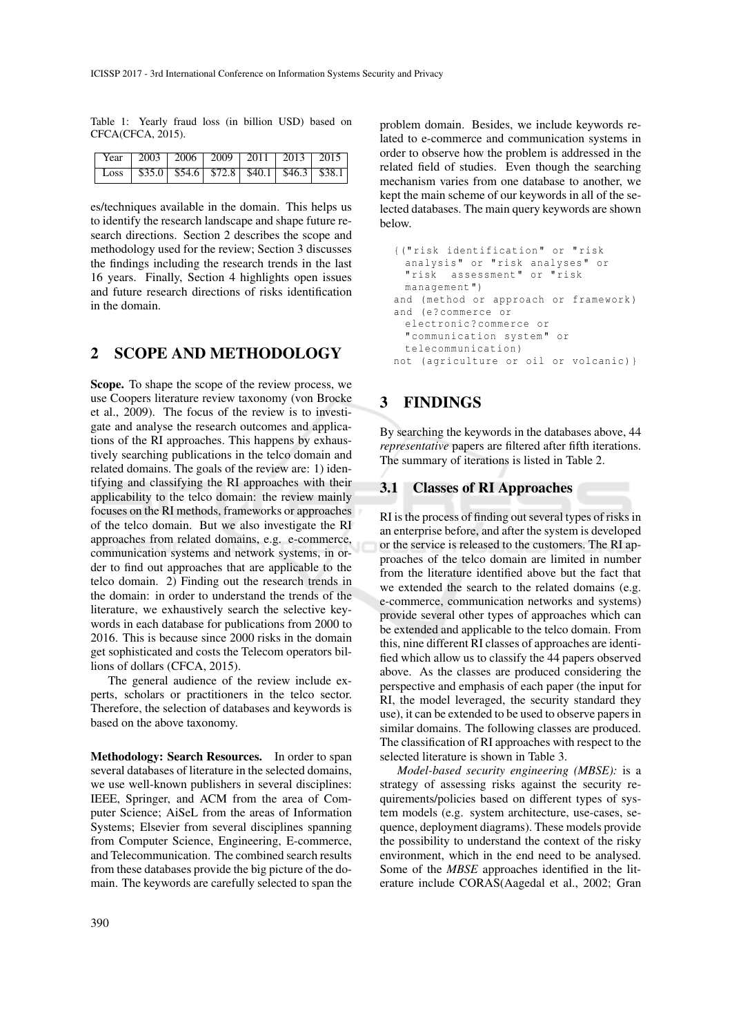Table 1: Yearly fraud loss (in billion USD) based on CFCA(CFCA, 2015).

| Year | 2003 | 2006 | 2009 | 2011 | 2013 | 2015 |
|---|---|---|---|---|---|---|
| Loss | $35.0 | $54.6 | $72.8 | $40.1 | $46.3 | $38.1 |

es/techniques available in the domain. This helps us to identify the research landscape and shape future research directions. Section 2 describes the scope and methodology used for the review; Section 3 discusses the findings including the research trends in the last 16 years. Finally, Section 4 highlights open issues and future research directions of risks identification in the domain.

## 2 SCOPE AND METHODOLOGY

**Scope.** To shape the scope of the review process, we use Coopers literature review taxonomy (von Brocke et al., 2009). The focus of the review is to investigate and analyse the research outcomes and applications of the RI approaches. This happens by exhaustively searching publications in the telco domain and related domains. The goals of the review are: 1) identifying and classifying the RI approaches with their applicability to the telco domain: the review mainly focuses on the RI methods, frameworks or approaches of the telco domain. But we also investigate the RI approaches from related domains, e.g. e-commerce, communication systems and network systems, in order to find out approaches that are applicable to the telco domain. 2) Finding out the research trends in the domain: in order to understand the trends of the literature, we exhaustively search the selective keywords in each database for publications from 2000 to 2016. This is because since 2000 risks in the domain get sophisticated and costs the Telecom operators billions of dollars (CFCA, 2015).

The general audience of the review include experts, scholars or practitioners in the telco sector. Therefore, the selection of databases and keywords is based on the above taxonomy.

**Methodology: Search Resources.** In order to span several databases of literature in the selected domains, we use well-known publishers in several disciplines: IEEE, Springer, and ACM from the area of Computer Science; AiSeL from the areas of Information Systems; Elsevier from several disciplines spanning from Computer Science, Engineering, E-commerce, and Telecommunication. The combined search results from these databases provide the big picture of the domain. The keywords are carefully selected to span the problem domain. Besides, we include keywords related to e-commerce and communication systems in order to observe how the problem is addressed in the related field of studies. Even though the searching mechanism varies from one database to another, we kept the main scheme of our keywords in all of the selected databases. The main query keywords are shown below.

```
{("risk identification" or "risk
  analysis" or "risk analyses" or
  "risk  assessment" or "risk
  management")
and (method or approach or framework)
and (e?commerce or
  electronic?commerce or
  "communication system" or
  telecommunication)
not (agriculture or oil or volcanic)}
```

## 3 FINDINGS

By searching the keywords in the databases above, 44 *representative* papers are filtered after fifth iterations. The summary of iterations is listed in Table 2.

### 3.1 Classes of RI Approaches

RI is the process of finding out several types of risks in an enterprise before, and after the system is developed or the service is released to the customers. The RI approaches of the telco domain are limited in number from the literature identified above but the fact that we extended the search to the related domains (e.g. e-commerce, communication networks and systems) provide several other types of approaches which can be extended and applicable to the telco domain. From this, nine different RI classes of approaches are identified which allow us to classify the 44 papers observed above. As the classes are produced considering the perspective and emphasis of each paper (the input for RI, the model leveraged, the security standard they use), it can be extended to be used to observe papers in similar domains. The following classes are produced. The classification of RI approaches with respect to the selected literature is shown in Table 3.

*Model-based security engineering (MBSE):* is a strategy of assessing risks against the security requirements/policies based on different types of system models (e.g. system architecture, use-cases, sequence, deployment diagrams). These models provide the possibility to understand the context of the risky environment, which in the end need to be analysed. Some of the *MBSE* approaches identified in the literature include CORAS(Aagedal et al., 2002; Gran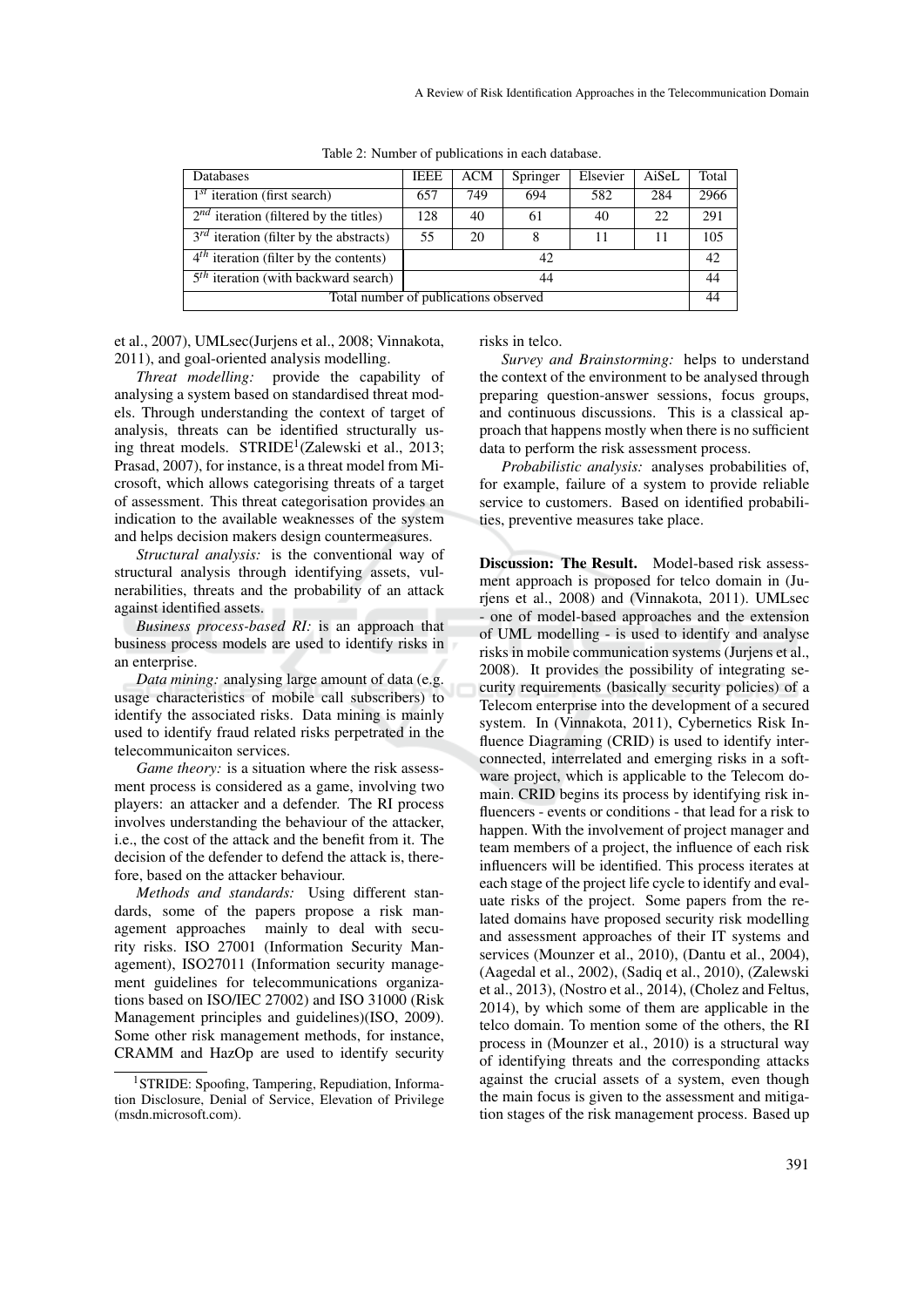Table 2: Number of publications in each database.

| Databases | IEEE | ACM | Springer | Elsevier | AiSeL | Total |
|---|---|---|---|---|---|---|
| $1^{st}$ iteration (first search) | 657 | 749 | 694 | 582 | 284 | 2966 |
| $2^{nd}$ iteration (filtered by the titles) | 128 | 40 | 61 | 40 | 22 | 291 |
| $3^{rd}$ iteration (filter by the abstracts) | 55 | 20 | 8 | 11 | 11 | 105 |
| $4^{th}$ iteration (filter by the contents) | 42 | | | | | 42 |
| $5^{th}$ iteration (with backward search) | 44 | | | | | 44 |
| Total number of publications observed | | | | | | 44 |

et al., 2007), UMLsec(Jurjens et al., 2008; Vinnakota, 2011), and goal-oriented analysis modelling.

*Threat modelling:* provide the capability of analysing a system based on standardised threat models. Through understanding the context of target of analysis, threats can be identified structurally using threat models. STRIDE[1](Zalewski et al., 2013; Prasad, 2007), for instance, is a threat model from Microsoft, which allows categorising threats of a target of assessment. This threat categorisation provides an indication to the available weaknesses of the system and helps decision makers design countermeasures.

*Structural analysis:* is the conventional way of structural analysis through identifying assets, vulnerabilities, threats and the probability of an attack against identified assets.

*Business process-based RI:* is an approach that business process models are used to identify risks in an enterprise.

*Data mining:* analysing large amount of data (e.g. usage characteristics of mobile call subscribers) to identify the associated risks. Data mining is mainly used to identify fraud related risks perpetrated in the telecommunicaiton services.

*Game theory:* is a situation where the risk assessment process is considered as a game, involving two players: an attacker and a defender. The RI process involves understanding the behaviour of the attacker, i.e., the cost of the attack and the benefit from it. The decision of the defender to defend the attack is, therefore, based on the attacker behaviour.

*Methods and standards:* Using different standards, some of the papers propose a risk management approaches mainly to deal with security risks. ISO 27001 (Information Security Management), ISO27011 (Information security management guidelines for telecommunications organizations based on ISO/IEC 27002) and ISO 31000 (Risk Management principles and guidelines)(ISO, 2009). Some other risk management methods, for instance, CRAMM and HazOp are used to identify security risks in telco.

*Survey and Brainstorming:* helps to understand the context of the environment to be analysed through preparing question-answer sessions, focus groups, and continuous discussions. This is a classical approach that happens mostly when there is no sufficient data to perform the risk assessment process.

*Probabilistic analysis:* analyses probabilities of, for example, failure of a system to provide reliable service to customers. Based on identified probabilities, preventive measures take place.

**Discussion: The Result.** Model-based risk assessment approach is proposed for telco domain in (Jurjens et al., 2008) and (Vinnakota, 2011). UMLsec - one of model-based approaches and the extension of UML modelling - is used to identify and analyse risks in mobile communication systems (Jurjens et al., 2008). It provides the possibility of integrating security requirements (basically security policies) of a Telecom enterprise into the development of a secured system. In (Vinnakota, 2011), Cybernetics Risk Influence Diagraming (CRID) is used to identify interconnected, interrelated and emerging risks in a software project, which is applicable to the Telecom domain. CRID begins its process by identifying risk influencers - events or conditions - that lead for a risk to happen. With the involvement of project manager and team members of a project, the influence of each risk influencers will be identified. This process iterates at each stage of the project life cycle to identify and evaluate risks of the project. Some papers from the related domains have proposed security risk modelling and assessment approaches of their IT systems and services (Mounzer et al., 2010), (Dantu et al., 2004), (Aagedal et al., 2002), (Sadiq et al., 2010), (Zalewski et al., 2013), (Nostro et al., 2014), (Cholez and Feltus, 2014), by which some of them are applicable in the telco domain. To mention some of the others, the RI process in (Mounzer et al., 2010) is a structural way of identifying threats and the corresponding attacks against the crucial assets of a system, even though the main focus is given to the assessment and mitigation stages of the risk management process. Based up

[1] STRIDE: Spoofing, Tampering, Repudiation, Information Disclosure, Denial of Service, Elevation of Privilege (msdn.microsoft.com).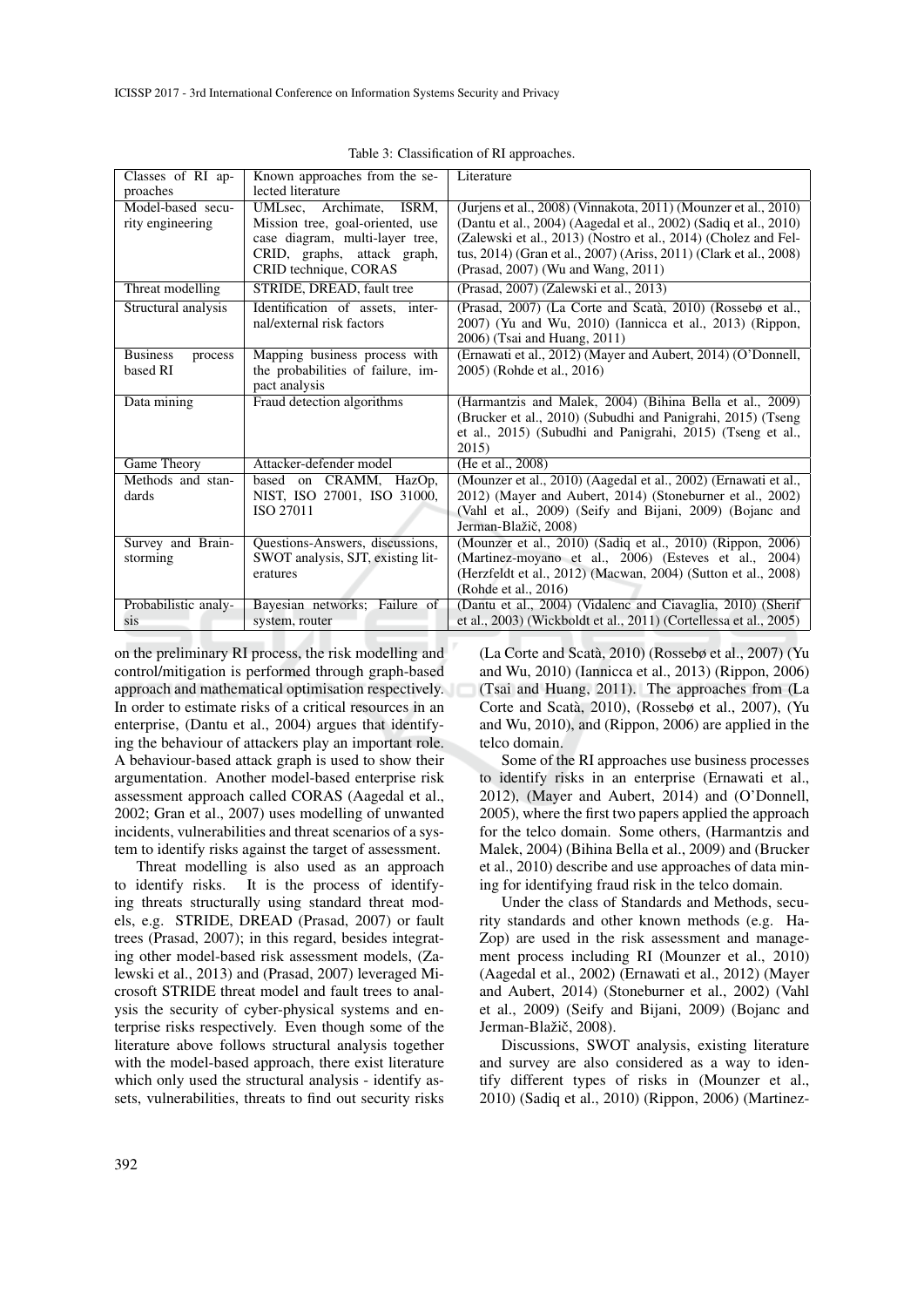Table 3: Classification of RI approaches.

| Classes of RI approaches | Known approaches from the selected literature | Literature |
|---|---|---|
| Model-based security engineering | UMLsec, Archimate, ISRM, Mission tree, goal-oriented, use case diagram, multi-layer tree, CRID, graphs, attack graph, CRID technique, CORAS | (Jurjens et al., 2008) (Vinnakota, 2011) (Mounzer et al., 2010) (Dantu et al., 2004) (Aagedal et al., 2002) (Sadiq et al., 2010) (Zalewski et al., 2013) (Nostro et al., 2014) (Cholez and Feltus, 2014) (Gran et al., 2007) (Ariss, 2011) (Clark et al., 2008) (Prasad, 2007) (Wu and Wang, 2011) |
| Threat modelling | STRIDE, DREAD, fault tree | (Prasad, 2007) (Zalewski et al., 2013) |
| Structural analysis | Identification of assets, internal/external risk factors | (Prasad, 2007) (La Corte and Scatà, 2010) (Rossebø et al., 2007) (Yu and Wu, 2010) (Iannicca et al., 2013) (Rippon, 2006) (Tsai and Huang, 2011) |
| Business process based RI | Mapping business process with the probabilities of failure, impact analysis | (Ernawati et al., 2012) (Mayer and Aubert, 2014) (O'Donnell, 2005) (Rohde et al., 2016) |
| Data mining | Fraud detection algorithms | (Harmantzis and Malek, 2004) (Bihina Bella et al., 2009) (Brucker et al., 2010) (Subudhi and Panigrahi, 2015) (Tseng et al., 2015) (Subudhi and Panigrahi, 2015) (Tseng et al., 2015) |
| Game Theory | Attacker-defender model | (He et al., 2008) |
| Methods and standards | based on CRAMM, HazOp, NIST, ISO 27001, ISO 31000, ISO 27011 | (Mounzer et al., 2010) (Aagedal et al., 2002) (Ernawati et al., 2012) (Mayer and Aubert, 2014) (Stoneburner et al., 2002) (Vahl et al., 2009) (Seify and Bijani, 2009) (Bojanc and Jerman-Blažič, 2008) |
| Survey and Brainstorming | Questions-Answers, discussions, SWOT analysis, SJT, existing literatures | (Mounzer et al., 2010) (Sadiq et al., 2010) (Rippon, 2006) (Martinez-moyano et al., 2006) (Esteves et al., 2004) (Herzfeldt et al., 2012) (Macwan, 2004) (Sutton et al., 2008) (Rohde et al., 2016) |
| Probabilistic analysis | Bayesian networks; Failure of system, router | (Dantu et al., 2004) (Vidalenc and Ciavaglia, 2010) (Sherif et al., 2003) (Wickboldt et al., 2011) (Cortellessa et al., 2005) |

on the preliminary RI process, the risk modelling and control/mitigation is performed through graph-based approach and mathematical optimisation respectively. In order to estimate risks of a critical resources in an enterprise, (Dantu et al., 2004) argues that identifying the behaviour of attackers play an important role. A behaviour-based attack graph is used to show their argumentation. Another model-based enterprise risk assessment approach called CORAS (Aagedal et al., 2002; Gran et al., 2007) uses modelling of unwanted incidents, vulnerabilities and threat scenarios of a system to identify risks against the target of assessment.

Threat modelling is also used as an approach to identify risks. It is the process of identifying threats structurally using standard threat models, e.g. STRIDE, DREAD (Prasad, 2007) or fault trees (Prasad, 2007); in this regard, besides integrating other model-based risk assessment models, (Zalewski et al., 2013) and (Prasad, 2007) leveraged Microsoft STRIDE threat model and fault trees to analysis the security of cyber-physical systems and enterprise risks respectively. Even though some of the literature above follows structural analysis together with the model-based approach, there exist literature which only used the structural analysis - identify assets, vulnerabilities, threats to find out security risks (La Corte and Scatà, 2010) (Rossebø et al., 2007) (Yu and Wu, 2010) (Iannicca et al., 2013) (Rippon, 2006) (Tsai and Huang, 2011). The approaches from (La Corte and Scatà, 2010), (Rossebø et al., 2007), (Yu and Wu, 2010), and (Rippon, 2006) are applied in the telco domain.

Some of the RI approaches use business processes to identify risks in an enterprise (Ernawati et al., 2012), (Mayer and Aubert, 2014) and (O'Donnell, 2005), where the first two papers applied the approach for the telco domain. Some others, (Harmantzis and Malek, 2004) (Bihina Bella et al., 2009) and (Brucker et al., 2010) describe and use approaches of data mining for identifying fraud risk in the telco domain.

Under the class of Standards and Methods, security standards and other known methods (e.g. HaZop) are used in the risk assessment and management process including RI (Mounzer et al., 2010) (Aagedal et al., 2002) (Ernawati et al., 2012) (Mayer and Aubert, 2014) (Stoneburner et al., 2002) (Vahl et al., 2009) (Seify and Bijani, 2009) (Bojanc and Jerman-Blažič, 2008).

Discussions, SWOT analysis, existing literature and survey are also considered as a way to identify different types of risks in (Mounzer et al., 2010) (Sadiq et al., 2010) (Rippon, 2006) (Martinez-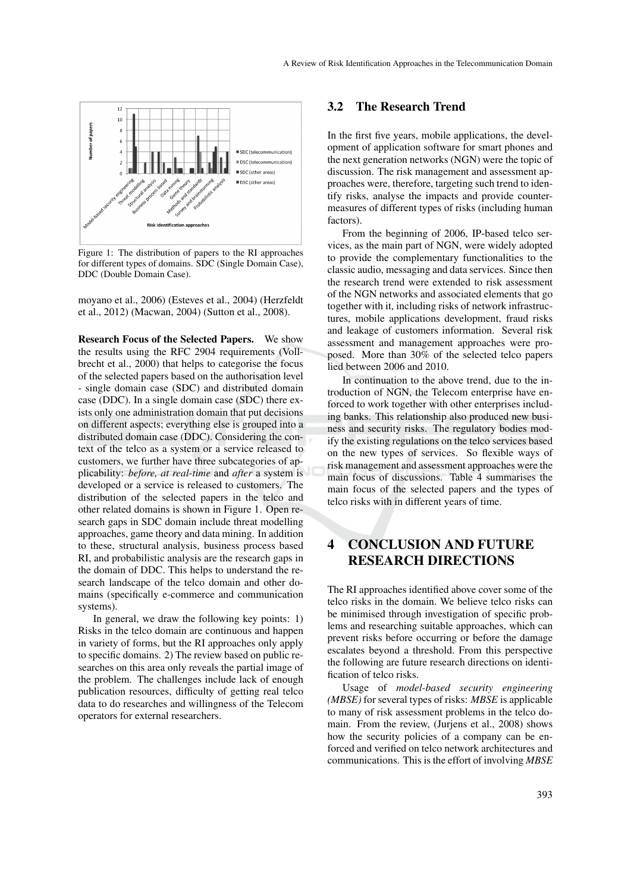Figure 1: The distribution of papers to the RI approaches for different types of domains. SDC (Single Domain Case), DDC (Double Domain Case).

moyano et al., 2006) (Esteves et al., 2004) (Herzfeldt et al., 2012) (Macwan, 2004) (Sutton et al., 2008).

**Research Focus of the Selected Papers.** We show the results using the RFC 2904 requirements (Vollbrecht et al., 2000) that helps to categorise the focus of the selected papers based on the authorisation level - single domain case (SDC) and distributed domain case (DDC). In a single domain case (SDC) there exists only one administration domain that put decisions on different aspects; everything else is grouped into a distributed domain case (DDC). Considering the context of the telco as a system or a service released to customers, we further have three subcategories of applicability: *before, at real-time* and *after* a system is developed or a service is released to customers. The distribution of the selected papers in the telco and other related domains is shown in Figure 1. Open research gaps in SDC domain include threat modelling approaches, game theory and data mining. In addition to these, structural analysis, business process based RI, and probabilistic analysis are the research gaps in the domain of DDC. This helps to understand the research landscape of the telco domain and other domains (specifically e-commerce and communication systems).

In general, we draw the following key points: 1) Risks in the telco domain are continuous and happen in variety of forms, but the RI approaches only apply to specific domains. 2) The review based on public researches on this area only reveals the partial image of the problem. The challenges include lack of enough publication resources, difficulty of getting real telco data to do researches and willingness of the Telecom operators for external researchers.

## 3.2 The Research Trend

In the first five years, mobile applications, the development of application software for smart phones and the next generation networks (NGN) were the topic of discussion. The risk management and assessment approaches were, therefore, targeting such trend to identify risks, analyse the impacts and provide countermeasures of different types of risks (including human factors).

From the beginning of 2006, IP-based telco services, as the main part of NGN, were widely adopted to provide the complementary functionalities to the classic audio, messaging and data services. Since then the research trend were extended to risk assessment of the NGN networks and associated elements that go together with it, including risks of network infrastructures, mobile applications development, fraud risks and leakage of customers information. Several risk assessment and management approaches were proposed. More than 30% of the selected telco papers lied between 2006 and 2010.

In continuation to the above trend, due to the introduction of NGN, the Telecom enterprise have enforced to work together with other enterprises including banks. This relationship also produced new business and security risks. The regulatory bodies modify the existing regulations on the telco services based on the new types of services. So flexible ways of risk management and assessment approaches were the main focus of discussions. Table 4 summarises the main focus of the selected papers and the types of telco risks with in different years of time.

# 4 CONCLUSION AND FUTURE RESEARCH DIRECTIONS

The RI approaches identified above cover some of the telco risks in the domain. We believe telco risks can be minimised through investigation of specific problems and researching suitable approaches, which can prevent risks before occurring or before the damage escalates beyond a threshold. From this perspective the following are future research directions on identification of telco risks.

Usage of *model-based security engineering (MBSE)* for several types of risks: *MBSE* is applicable to many of risk assessment problems in the telco domain. From the review, (Jurjens et al., 2008) shows how the security policies of a company can be enforced and verified on telco network architectures and communications. This is the effort of involving *MBSE*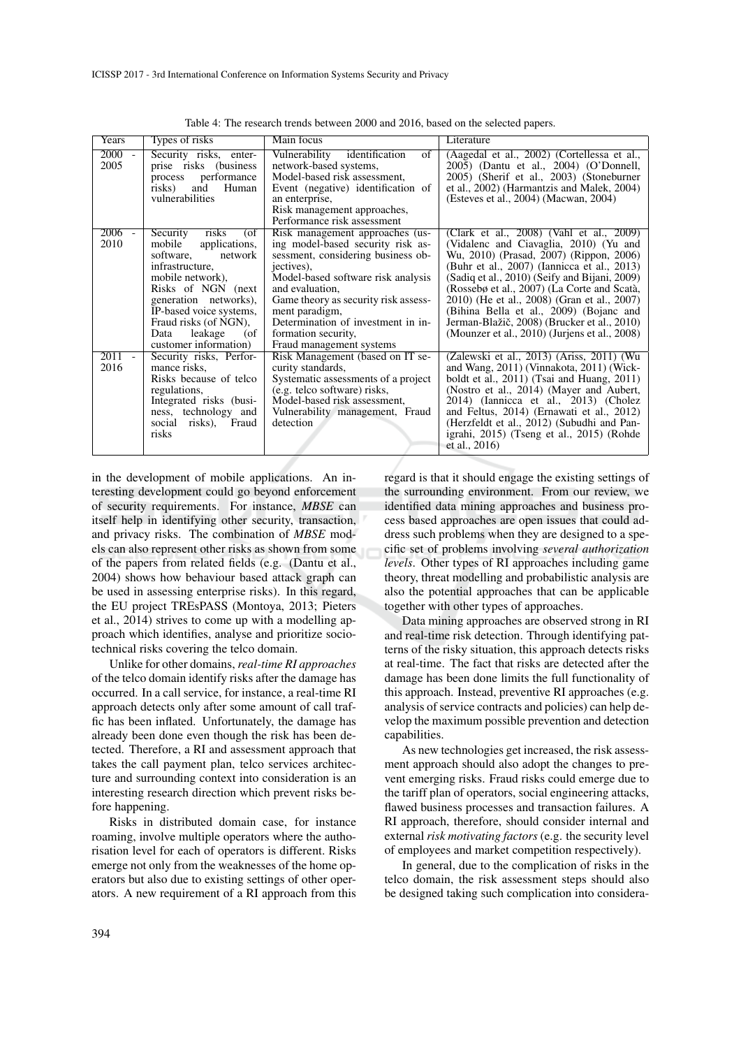Table 4: The research trends between 2000 and 2016, based on the selected papers.

| Years | Types of risks | Main focus | Literature |
|---|---|---|---|
| 2000 - 2005 | Security risks, enterprise risks (business process performance risks) and Human vulnerabilities | Vulnerability identification of network-based systems, Model-based risk assessment, Event (negative) identification of an enterprise, Risk management approaches, Performance risk assessment | (Aagedal et al., 2002) (Cortellessa et al., 2005) (Dantu et al., 2004) (O'Donnell, 2005) (Sherif et al., 2003) (Stoneburner et al., 2002) (Harmantzis and Malek, 2004) (Esteves et al., 2004) (Macwan, 2004) |
| 2006 - 2010 | Security risks (of mobile applications, software, network infrastructure, mobile network), Risks of NGN (next generation networks), IP-based voice systems, Fraud risks (of NGN), Data leakage (of customer information) | Risk management approaches (using model-based security risk assessment, considering business objectives), Model-based software risk analysis and evaluation, Game theory as security risk assessment paradigm, Determination of investment in information security, Fraud management systems | (Clark et al., 2008) (Vahl et al., 2009) (Vidalenc and Ciavaglia, 2010) (Yu and Wu, 2010) (Prasad, 2007) (Rippon, 2006) (Buhr et al., 2007) (Iannicca et al., 2013) (Sadiq et al., 2010) (Seify and Bijani, 2009) (Rossebø et al., 2007) (La Corte and Scatà, 2010) (He et al., 2008) (Gran et al., 2007) (Bihina Bella et al., 2009) (Bojanc and Jerman-Blažič, 2008) (Brucker et al., 2010) (Mounzer et al., 2010) (Jurjens et al., 2008) |
| 2011 - 2016 | Security risks, Performance risks, Risks because of telco regulations, Integrated risks (business, technology and social risks), Fraud risks | Risk Management (based on IT security standards, Systematic assessments of a project (e.g. telco software) risks, Model-based risk assessment, Vulnerability management, Fraud detection | (Zalewski et al., 2013) (Ariss, 2011) (Wu and Wang, 2011) (Vinnakota, 2011) (Wickboldt et al., 2011) (Tsai and Huang, 2011) (Nostro et al., 2014) (Mayer and Aubert, 2014) (Iannicca et al., 2013) (Cholez and Feltus, 2014) (Ernawati et al., 2012) (Herzfeldt et al., 2012) (Subudhi and Panigrahi, 2015) (Tseng et al., 2015) (Rohde et al., 2016) |

in the development of mobile applications. An interesting development could go beyond enforcement of security requirements. For instance, *MBSE* can itself help in identifying other security, transaction, and privacy risks. The combination of *MBSE* models can also represent other risks as shown from some of the papers from related fields (e.g. (Dantu et al., 2004) shows how behaviour based attack graph can be used in assessing enterprise risks). In this regard, the EU project TREsPASS (Montoya, 2013; Pieters et al., 2014) strives to come up with a modelling approach which identifies, analyse and prioritize socio-technical risks covering the telco domain.

Unlike for other domains, *real-time RI approaches* of the telco domain identify risks after the damage has occurred. In a call service, for instance, a real-time RI approach detects only after some amount of call traffic has been inflated. Unfortunately, the damage has already been done even though the risk has been detected. Therefore, a RI and assessment approach that takes the call payment plan, telco services architecture and surrounding context into consideration is an interesting research direction which prevent risks before happening.

Risks in distributed domain case, for instance roaming, involve multiple operators where the authorisation level for each of operators is different. Risks emerge not only from the weaknesses of the home operators but also due to existing settings of other operators. A new requirement of a RI approach from this regard is that it should engage the existing settings of the surrounding environment. From our review, we identified data mining approaches and business process based approaches are open issues that could address such problems when they are designed to a specific set of problems involving *several authorization levels*. Other types of RI approaches including game theory, threat modelling and probabilistic analysis are also the potential approaches that can be applicable together with other types of approaches.

Data mining approaches are observed strong in RI and real-time risk detection. Through identifying patterns of the risky situation, this approach detects risks at real-time. The fact that risks are detected after the damage has been done limits the full functionality of this approach. Instead, preventive RI approaches (e.g. analysis of service contracts and policies) can help develop the maximum possible prevention and detection capabilities.

As new technologies get increased, the risk assessment approach should also adopt the changes to prevent emerging risks. Fraud risks could emerge due to the tariff plan of operators, social engineering attacks, flawed business processes and transaction failures. A RI approach, therefore, should consider internal and external *risk motivating factors* (e.g. the security level of employees and market competition respectively).

In general, due to the complication of risks in the telco domain, the risk assessment steps should also be designed taking such complication into considera-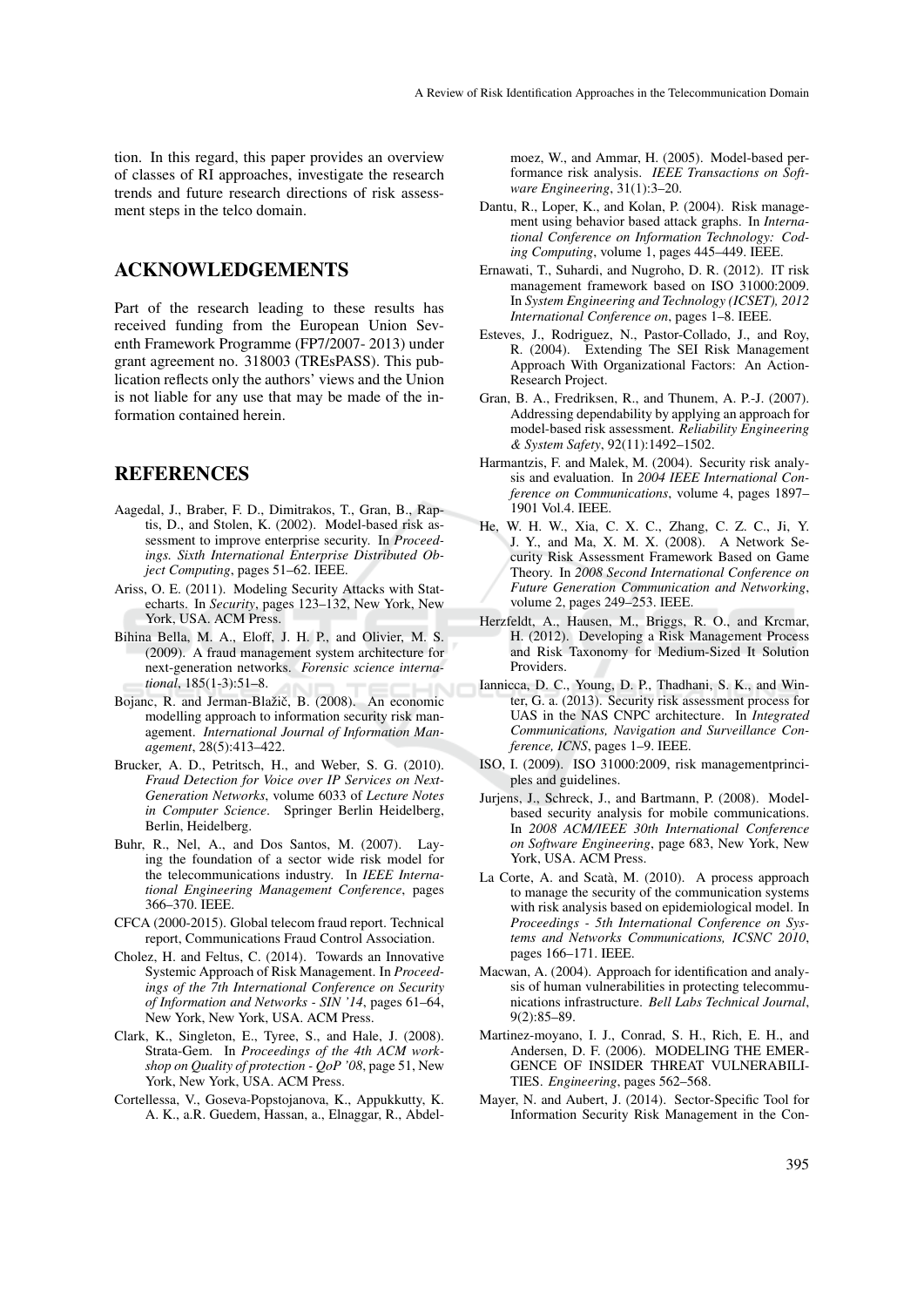tion. In this regard, this paper provides an overview of classes of RI approaches, investigate the research trends and future research directions of risk assessment steps in the telco domain.

## ACKNOWLEDGEMENTS

Part of the research leading to these results has received funding from the European Union Seventh Framework Programme (FP7/2007- 2013) under grant agreement no. 318003 (TREsPASS). This publication reflects only the authors' views and the Union is not liable for any use that may be made of the information contained herein.

## REFERENCES

Aagedal, J., Braber, F. D., Dimitrakos, T., Gran, B., Raptis, D., and Stolen, K. (2002). Model-based risk assessment to improve enterprise security. In *Proceedings. Sixth International Enterprise Distributed Object Computing*, pages 51–62. IEEE.

Ariss, O. E. (2011). Modeling Security Attacks with Statecharts. In *Security*, pages 123–132, New York, New York, USA. ACM Press.

Bihina Bella, M. A., Eloff, J. H. P., and Olivier, M. S. (2009). A fraud management system architecture for next-generation networks. *Forensic science international*, 185(1-3):51–8.

Bojanc, R. and Jerman-Blažič, B. (2008). An economic modelling approach to information security risk management. *International Journal of Information Management*, 28(5):413–422.

Brucker, A. D., Petritsch, H., and Weber, S. G. (2010). *Fraud Detection for Voice over IP Services on Next-Generation Networks*, volume 6033 of *Lecture Notes in Computer Science*. Springer Berlin Heidelberg, Berlin, Heidelberg.

Buhr, R., Nel, A., and Dos Santos, M. (2007). Laying the foundation of a sector wide risk model for the telecommunications industry. In *IEEE International Engineering Management Conference*, pages 366–370. IEEE.

CFCA (2000-2015). Global telecom fraud report. Technical report, Communications Fraud Control Association.

Cholez, H. and Feltus, C. (2014). Towards an Innovative Systemic Approach of Risk Management. In *Proceedings of the 7th International Conference on Security of Information and Networks - SIN '14*, pages 61–64, New York, New York, USA. ACM Press.

Clark, K., Singleton, E., Tyree, S., and Hale, J. (2008). Strata-Gem. In *Proceedings of the 4th ACM workshop on Quality of protection - QoP '08*, page 51, New York, New York, USA. ACM Press.

Cortellessa, V., Goseva-Popstojanova, K., Appukkutty, K. A. K., a.R. Guedem, Hassan, a., Elnaggar, R., Abdelmoez, W., and Ammar, H. (2005). Model-based performance risk analysis. *IEEE Transactions on Software Engineering*, 31(1):3–20.

Dantu, R., Loper, K., and Kolan, P. (2004). Risk management using behavior based attack graphs. In *International Conference on Information Technology: Coding Computing*, volume 1, pages 445–449. IEEE.

Ernawati, T., Suhardi, and Nugroho, D. R. (2012). IT risk management framework based on ISO 31000:2009. In *System Engineering and Technology (ICSET), 2012 International Conference on*, pages 1–8. IEEE.

Esteves, J., Rodriguez, N., Pastor-Collado, J., and Roy, R. (2004). Extending The SEI Risk Management Approach With Organizational Factors: An Action-Research Project.

Gran, B. A., Fredriksen, R., and Thunem, A. P.-J. (2007). Addressing dependability by applying an approach for model-based risk assessment. *Reliability Engineering & System Safety*, 92(11):1492–1502.

Harmantzis, F. and Malek, M. (2004). Security risk analysis and evaluation. In *2004 IEEE International Conference on Communications*, volume 4, pages 1897–1901 Vol.4. IEEE.

He, W. H. W., Xia, C. X. C., Zhang, C. Z. C., Ji, Y. J. Y., and Ma, X. M. X. (2008). A Network Security Risk Assessment Framework Based on Game Theory. In *2008 Second International Conference on Future Generation Communication and Networking*, volume 2, pages 249–253. IEEE.

Herzfeldt, A., Hausen, M., Briggs, R. O., and Krcmar, H. (2012). Developing a Risk Management Process and Risk Taxonomy for Medium-Sized It Solution Providers.

Iannicca, D. C., Young, D. P., Thadhani, S. K., and Winter, G. a. (2013). Security risk assessment process for UAS in the NAS CNPC architecture. In *Integrated Communications, Navigation and Surveillance Conference, ICNS*, pages 1–9. IEEE.

ISO, I. (2009). ISO 31000:2009, risk managementprinciples and guidelines.

Jurjens, J., Schreck, J., and Bartmann, P. (2008). Model-based security analysis for mobile communications. In *2008 ACM/IEEE 30th International Conference on Software Engineering*, page 683, New York, New York, USA. ACM Press.

La Corte, A. and Scatà, M. (2010). A process approach to manage the security of the communication systems with risk analysis based on epidemiological model. In *Proceedings - 5th International Conference on Systems and Networks Communications, ICSNC 2010*, pages 166–171. IEEE.

Macwan, A. (2004). Approach for identification and analysis of human vulnerabilities in protecting telecommunications infrastructure. *Bell Labs Technical Journal*, 9(2):85–89.

Martinez-moyano, I. J., Conrad, S. H., Rich, E. H., and Andersen, D. F. (2006). MODELING THE EMERGENCE OF INSIDER THREAT VULNERABILITIES. *Engineering*, pages 562–568.

Mayer, N. and Aubert, J. (2014). Sector-Specific Tool for Information Security Risk Management in the Con-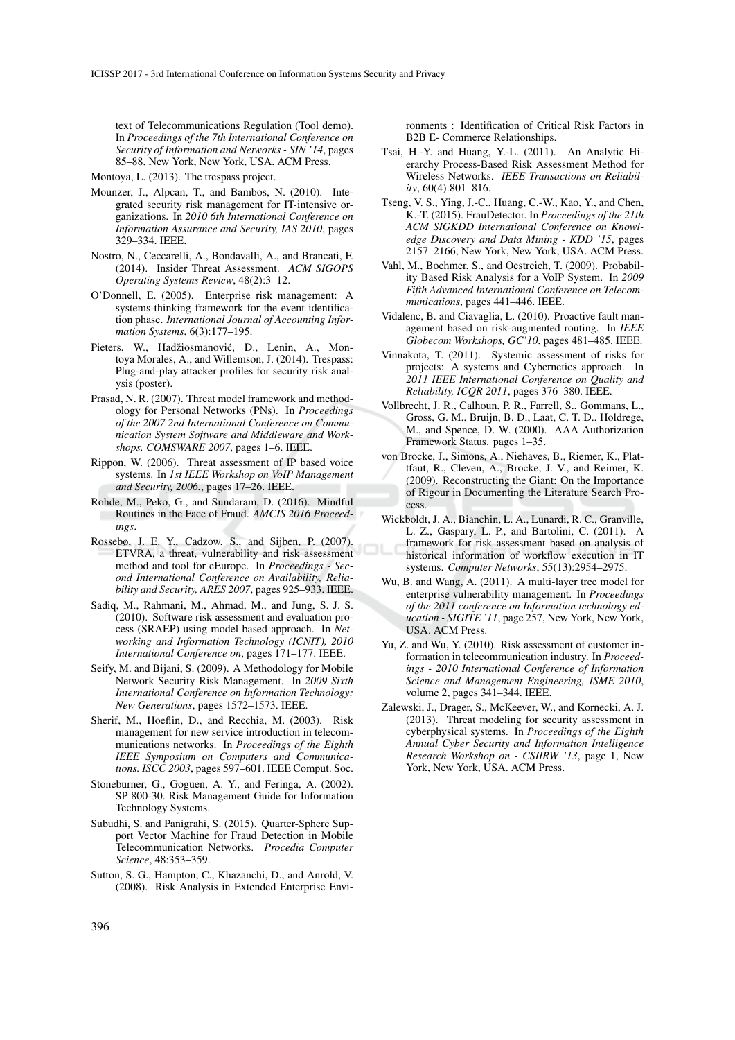text of Telecommunications Regulation (Tool demo). In *Proceedings of the 7th International Conference on Security of Information and Networks - SIN '14*, pages 85–88, New York, New York, USA. ACM Press.

Montoya, L. (2013). The trespass project.

Mounzer, J., Alpcan, T., and Bambos, N. (2010). Integrated security risk management for IT-intensive organizations. In *2010 6th International Conference on Information Assurance and Security, IAS 2010*, pages 329–334. IEEE.

Nostro, N., Ceccarelli, A., Bondavalli, A., and Brancati, F. (2014). Insider Threat Assessment. *ACM SIGOPS Operating Systems Review*, 48(2):3–12.

O'Donnell, E. (2005). Enterprise risk management: A systems-thinking framework for the event identification phase. *International Journal of Accounting Information Systems*, 6(3):177–195.

Pieters, W., Hadžiosmanović, D., Lenin, A., Montoya Morales, A., and Willemson, J. (2014). Trespass: Plug-and-play attacker profiles for security risk analysis (poster).

Prasad, N. R. (2007). Threat model framework and methodology for Personal Networks (PNs). In *Proceedings of the 2007 2nd International Conference on Communication System Software and Middleware and Workshops, COMSWARE 2007*, pages 1–6. IEEE.

Rippon, W. (2006). Threat assessment of IP based voice systems. In *1st IEEE Workshop on VoIP Management and Security, 2006.*, pages 17–26. IEEE.

Rohde, M., Peko, G., and Sundaram, D. (2016). Mindful Routines in the Face of Fraud. *AMCIS 2016 Proceedings*.

Rossebø, J. E. Y., Cadzow, S., and Sijben, P. (2007). ETVRA, a threat, vulnerability and risk assessment method and tool for eEurope. In *Proceedings - Second International Conference on Availability, Reliability and Security, ARES 2007*, pages 925–933. IEEE.

Sadiq, M., Rahmani, M., Ahmad, M., and Jung, S. J. S. (2010). Software risk assessment and evaluation process (SRAEP) using model based approach. In *Networking and Information Technology (ICNIT), 2010 International Conference on*, pages 171–177. IEEE.

Seify, M. and Bijani, S. (2009). A Methodology for Mobile Network Security Risk Management. In *2009 Sixth International Conference on Information Technology: New Generations*, pages 1572–1573. IEEE.

Sherif, M., Hoeflin, D., and Recchia, M. (2003). Risk management for new service introduction in telecommunications networks. In *Proceedings of the Eighth IEEE Symposium on Computers and Communications. ISCC 2003*, pages 597–601. IEEE Comput. Soc.

Stoneburner, G., Goguen, A. Y., and Feringa, A. (2002). SP 800-30. Risk Management Guide for Information Technology Systems.

Subudhi, S. and Panigrahi, S. (2015). Quarter-Sphere Support Vector Machine for Fraud Detection in Mobile Telecommunication Networks. *Procedia Computer Science*, 48:353–359.

Sutton, S. G., Hampton, C., Khazanchi, D., and Anrold, V. (2008). Risk Analysis in Extended Enterprise Environments : Identification of Critical Risk Factors in B2B E- Commerce Relationships.

Tsai, H.-Y. and Huang, Y.-L. (2011). An Analytic Hierarchy Process-Based Risk Assessment Method for Wireless Networks. *IEEE Transactions on Reliability*, 60(4):801–816.

Tseng, V. S., Ying, J.-C., Huang, C.-W., Kao, Y., and Chen, K.-T. (2015). FrauDetector. In *Proceedings of the 21th ACM SIGKDD International Conference on Knowledge Discovery and Data Mining - KDD '15*, pages 2157–2166, New York, New York, USA. ACM Press.

Vahl, M., Boehmer, S., and Oestreich, T. (2009). Probability Based Risk Analysis for a VoIP System. In *2009 Fifth Advanced International Conference on Telecommunications*, pages 441–446. IEEE.

Vidalenc, B. and Ciavaglia, L. (2010). Proactive fault management based on risk-augmented routing. In *IEEE Globecom Workshops, GC'10*, pages 481–485. IEEE.

Vinnakota, T. (2011). Systemic assessment of risks for projects: A systems and Cybernetics approach. In *2011 IEEE International Conference on Quality and Reliability, ICQR 2011*, pages 376–380. IEEE.

Vollbrecht, J. R., Calhoun, P. R., Farrell, S., Gommans, L., Gross, G. M., Bruijn, B. D., Laat, C. T. D., Holdrege, M., and Spence, D. W. (2000). AAA Authorization Framework Status. pages 1–35.

von Brocke, J., Simons, A., Niehaves, B., Riemer, K., Plattfaut, R., Cleven, A., Brocke, J. V., and Reimer, K. (2009). Reconstructing the Giant: On the Importance of Rigour in Documenting the Literature Search Process.

Wickboldt, J. A., Bianchin, L. A., Lunardi, R. C., Granville, L. Z., Gaspary, L. P., and Bartolini, C. (2011). A framework for risk assessment based on analysis of historical information of workflow execution in IT systems. *Computer Networks*, 55(13):2954–2975.

Wu, B. and Wang, A. (2011). A multi-layer tree model for enterprise vulnerability management. In *Proceedings of the 2011 conference on Information technology education - SIGITE '11*, page 257, New York, New York, USA. ACM Press.

Yu, Z. and Wu, Y. (2010). Risk assessment of customer information in telecommunication industry. In *Proceedings - 2010 International Conference of Information Science and Management Engineering, ISME 2010*, volume 2, pages 341–344. IEEE.

Zalewski, J., Drager, S., McKeever, W., and Kornecki, A. J. (2013). Threat modeling for security assessment in cyberphysical systems. In *Proceedings of the Eighth Annual Cyber Security and Information Intelligence Research Workshop on - CSIIRW '13*, page 1, New York, New York, USA. ACM Press.